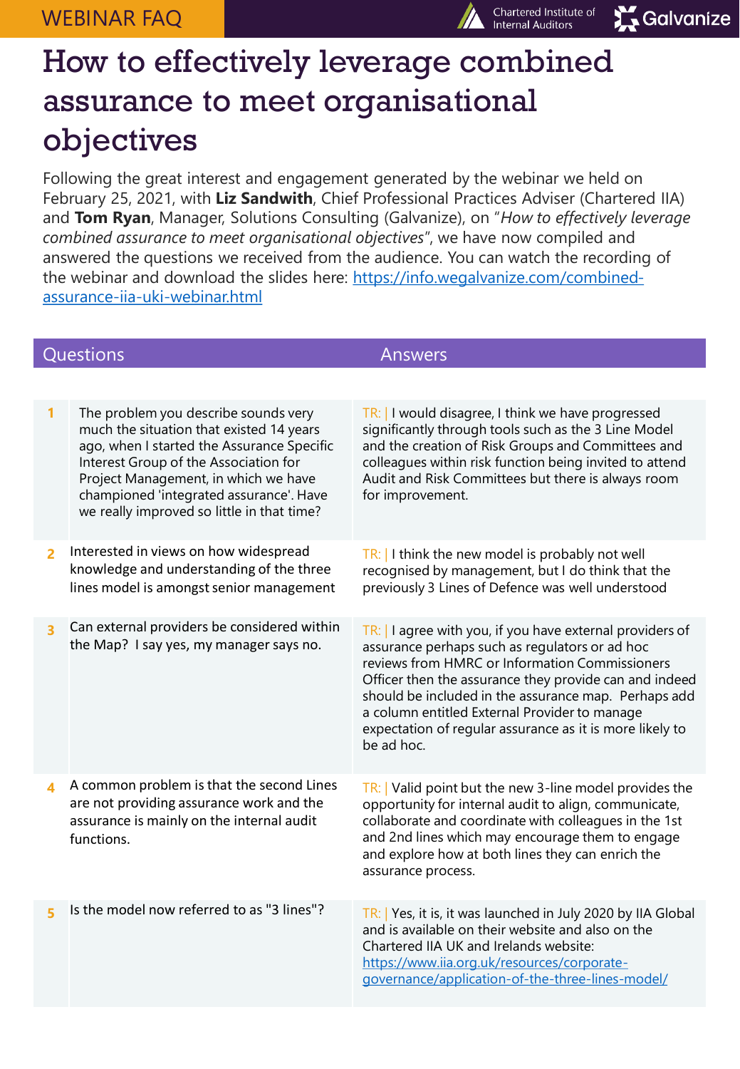WEBINAR FAQ

# How to effectively leverage combined assurance to meet organisational objectives

Following the great interest and engagement generated by the webinar we held on February 25, 2021, with **Liz Sandwith**, Chief Professional Practices Adviser (Chartered IIA) and **Tom Ryan**, Manager, Solutions Consulting (Galvanize), on "*How to effectively leverage combined assurance to meet organisational objectives*", we have now compiled and answered the questions we received from the audience. You can watch the recording of the webinar and download the slides here: https://info.wegalvanize.com/combined-assurance-iia-uki-webinar.html

| | Questions | Answers |
|---|---|---|
| 1 | The problem you describe sounds very much the situation that existed 14 years ago, when I started the Assurance Specific Interest Group of the Association for Project Management, in which we have championed 'integrated assurance'. Have we really improved so little in that time? | TR: \| I would disagree, I think we have progressed significantly through tools such as the 3 Line Model and the creation of Risk Groups and Committees and colleagues within risk function being invited to attend Audit and Risk Committees but there is always room for improvement. |
| 2 | Interested in views on how widespread knowledge and understanding of the three lines model is amongst senior management | TR: \| I think the new model is probably not well recognised by management, but I do think that the previously 3 Lines of Defence was well understood |
| 3 | Can external providers be considered within the Map? I say yes, my manager says no. | TR: \| I agree with you, if you have external providers of assurance perhaps such as regulators or ad hoc reviews from HMRC or Information Commissioners Officer then the assurance they provide can and indeed should be included in the assurance map. Perhaps add a column entitled External Provider to manage expectation of regular assurance as it is more likely to be ad hoc. |
| 4 | A common problem is that the second Lines are not providing assurance work and the assurance is mainly on the internal audit functions. | TR: \| Valid point but the new 3-line model provides the opportunity for internal audit to align, communicate, collaborate and coordinate with colleagues in the 1st and 2nd lines which may encourage them to engage and explore how at both lines they can enrich the assurance process. |
| 5 | Is the model now referred to as "3 lines"? | TR: \| Yes, it is, it was launched in July 2020 by IIA Global and is available on their website and also on the Chartered IIA UK and Irelands website: https://www.iia.org.uk/resources/corporate-governance/application-of-the-three-lines-model/ |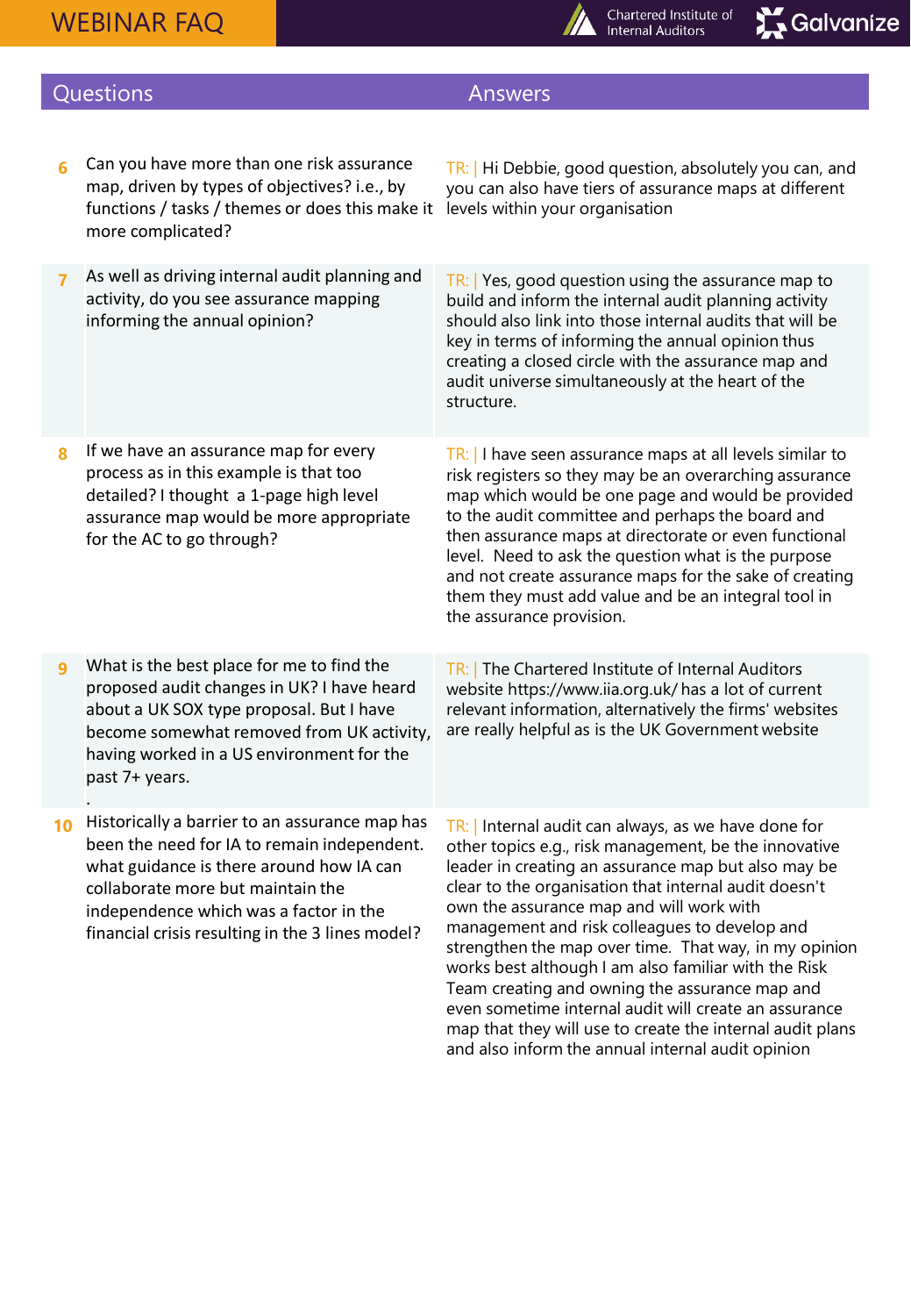| | Questions | Answers |
|---|---|---|
| 6 | Can you have more than one risk assurance map, driven by types of objectives? i.e., by functions / tasks / themes or does this make it more complicated? | TR: \| Hi Debbie, good question, absolutely you can, and you can also have tiers of assurance maps at different levels within your organisation |
| 7 | As well as driving internal audit planning and activity, do you see assurance mapping informing the annual opinion? | TR: \| Yes, good question using the assurance map to build and inform the internal audit planning activity should also link into those internal audits that will be key in terms of informing the annual opinion thus creating a closed circle with the assurance map and audit universe simultaneously at the heart of the structure. |
| 8 | If we have an assurance map for every process as in this example is that too detailed? I thought a 1-page high level assurance map would be more appropriate for the AC to go through? | TR: \| I have seen assurance maps at all levels similar to risk registers so they may be an overarching assurance map which would be one page and would be provided to the audit committee and perhaps the board and then assurance maps at directorate or even functional level. Need to ask the question what is the purpose and not create assurance maps for the sake of creating them they must add value and be an integral tool in the assurance provision. |
| 9 | What is the best place for me to find the proposed audit changes in UK? I have heard about a UK SOX type proposal. But I have become somewhat removed from UK activity, having worked in a US environment for the past 7+ years. . | TR: \| The Chartered Institute of Internal Auditors website https://www.iia.org.uk/ has a lot of current relevant information, alternatively the firms' websites are really helpful as is the UK Government website |
| 10 | Historically a barrier to an assurance map has been the need for IA to remain independent. what guidance is there around how IA can collaborate more but maintain the independence which was a factor in the financial crisis resulting in the 3 lines model? | TR: \| Internal audit can always, as we have done for other topics e.g., risk management, be the innovative leader in creating an assurance map but also may be clear to the organisation that internal audit doesn't own the assurance map and will work with management and risk colleagues to develop and strengthen the map over time. That way, in my opinion works best although I am also familiar with the Risk Team creating and owning the assurance map and even sometime internal audit will create an assurance map that they will use to create the internal audit plans and also inform the annual internal audit opinion |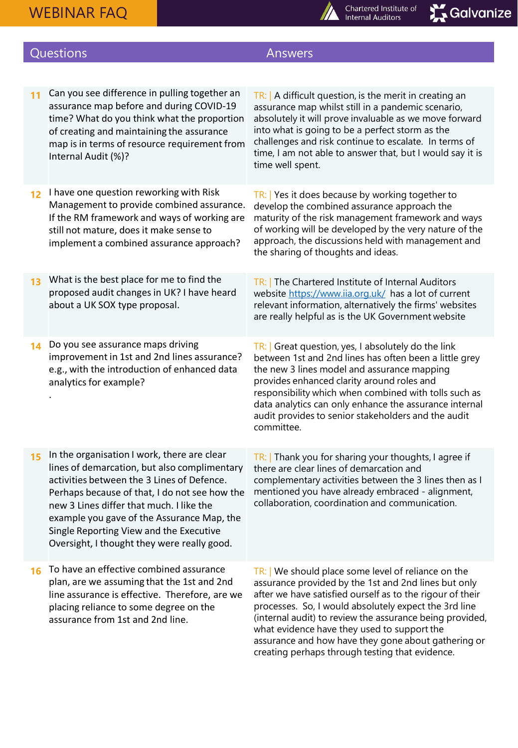# WEBINAR FAQ

| | Questions | Answers |
|---|---|---|
| **11** | Can you see difference in pulling together an assurance map before and during COVID-19 time? What do you think what the proportion of creating and maintaining the assurance map is in terms of resource requirement from Internal Audit (%)? | TR: \| A difficult question, is the merit in creating an assurance map whilst still in a pandemic scenario, absolutely it will prove invaluable as we move forward into what is going to be a perfect storm as the challenges and risk continue to escalate. In terms of time, I am not able to answer that, but I would say it is time well spent. |
| **12** | I have one question reworking with Risk Management to provide combined assurance. If the RM framework and ways of working are still not mature, does it make sense to implement a combined assurance approach? | TR: \| Yes it does because by working together to develop the combined assurance approach the maturity of the risk management framework and ways of working will be developed by the very nature of the approach, the discussions held with management and the sharing of thoughts and ideas. |
| **13** | What is the best place for me to find the proposed audit changes in UK? I have heard about a UK SOX type proposal. | TR: \| The Chartered Institute of Internal Auditors website https://www.iia.org.uk/ has a lot of current relevant information, alternatively the firms' websites are really helpful as is the UK Government website |
| **14** | Do you see assurance maps driving improvement in 1st and 2nd lines assurance? e.g., with the introduction of enhanced data analytics for example? . | TR: \| Great question, yes, I absolutely do the link between 1st and 2nd lines has often been a little grey the new 3 lines model and assurance mapping provides enhanced clarity around roles and responsibility which when combined with tolls such as data analytics can only enhance the assurance internal audit provides to senior stakeholders and the audit committee. |
| **15** | In the organisation I work, there are clear lines of demarcation, but also complimentary activities between the 3 Lines of Defence. Perhaps because of that, I do not see how the new 3 Lines differ that much. I like the example you gave of the Assurance Map, the Single Reporting View and the Executive Oversight, I thought they were really good. | TR: \| Thank you for sharing your thoughts, I agree if there are clear lines of demarcation and complementary activities between the 3 lines then as I mentioned you have already embraced - alignment, collaboration, coordination and communication. |
| **16** | To have an effective combined assurance plan, are we assuming that the 1st and 2nd line assurance is effective. Therefore, are we placing reliance to some degree on the assurance from 1st and 2nd line. | TR: \| We should place some level of reliance on the assurance provided by the 1st and 2nd lines but only after we have satisfied ourself as to the rigour of their processes. So, I would absolutely expect the 3rd line (internal audit) to review the assurance being provided, what evidence have they used to support the assurance and how have they gone about gathering or creating perhaps through testing that evidence. |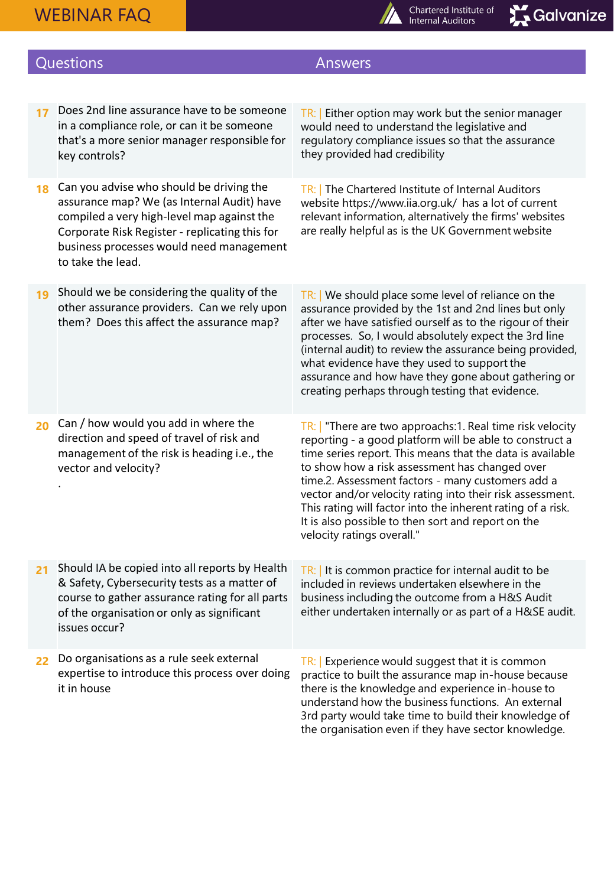# WEBINAR FAQ

| # | Questions | Answers |
|---|---|---|
| 17 | Does 2nd line assurance have to be someone in a compliance role, or can it be someone that's a more senior manager responsible for key controls? | TR: \| Either option may work but the senior manager would need to understand the legislative and regulatory compliance issues so that the assurance they provided had credibility |
| 18 | Can you advise who should be driving the assurance map? We (as Internal Audit) have compiled a very high-level map against the Corporate Risk Register - replicating this for business processes would need management to take the lead. | TR: \| The Chartered Institute of Internal Auditors website https://www.iia.org.uk/ has a lot of current relevant information, alternatively the firms' websites are really helpful as is the UK Government website |
| 19 | Should we be considering the quality of the other assurance providers. Can we rely upon them? Does this affect the assurance map? | TR: \| We should place some level of reliance on the assurance provided by the 1st and 2nd lines but only after we have satisfied ourself as to the rigour of their processes. So, I would absolutely expect the 3rd line (internal audit) to review the assurance being provided, what evidence have they used to support the assurance and how have they gone about gathering or creating perhaps through testing that evidence. |
| 20 | Can / how would you add in where the direction and speed of travel of risk and management of the risk is heading i.e., the vector and velocity? . | TR: \| "There are two approachs:1. Real time risk velocity reporting - a good platform will be able to construct a time series report. This means that the data is available to show how a risk assessment has changed over time.2. Assessment factors - many customers add a vector and/or velocity rating into their risk assessment. This rating will factor into the inherent rating of a risk. It is also possible to then sort and report on the velocity ratings overall." |
| 21 | Should IA be copied into all reports by Health & Safety, Cybersecurity tests as a matter of course to gather assurance rating for all parts of the organisation or only as significant issues occur? | TR: \| It is common practice for internal audit to be included in reviews undertaken elsewhere in the business including the outcome from a H&S Audit either undertaken internally or as part of a H&SE audit. |
| 22 | Do organisations as a rule seek external expertise to introduce this process over doing it in house | TR: \| Experience would suggest that it is common practice to built the assurance map in-house because there is the knowledge and experience in-house to understand how the business functions. An external 3rd party would take time to build their knowledge of the organisation even if they have sector knowledge. |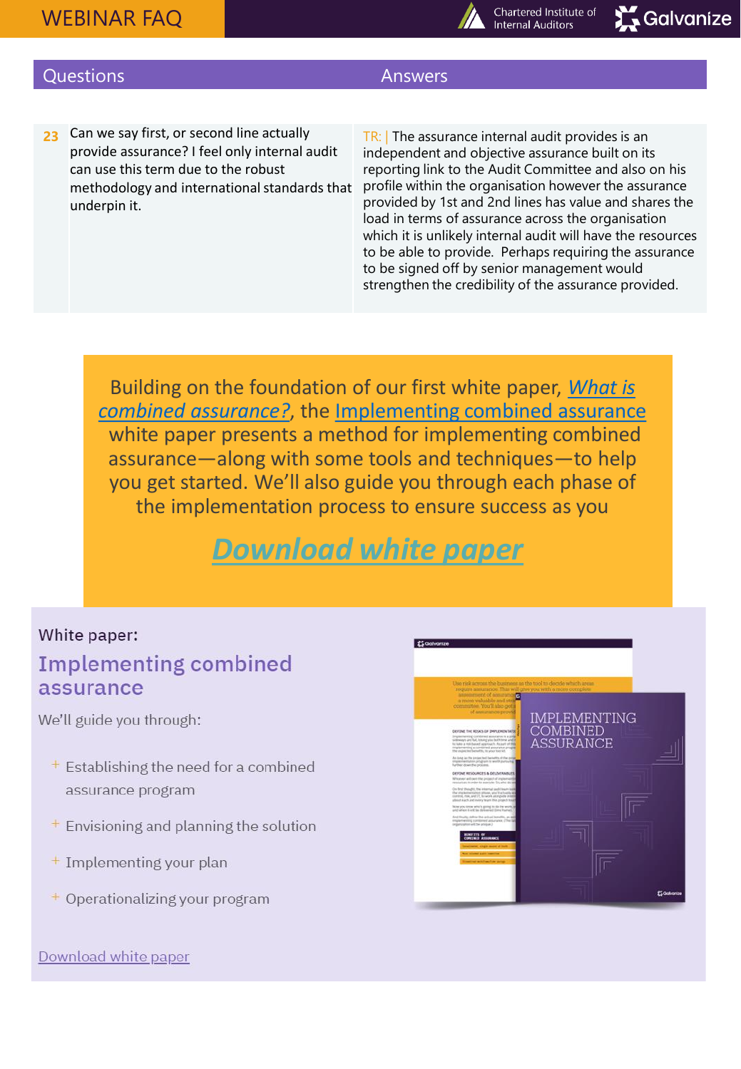| Questions | | Answers |
| --- | --- | --- |
| 23 | Can we say first, or second line actually provide assurance? I feel only internal audit can use this term due to the robust methodology and international standards that underpin it. | TR: \| The assurance internal audit provides is an independent and objective assurance built on its reporting link to the Audit Committee and also on his profile within the organisation however the assurance provided by 1st and 2nd lines has value and shares the load in terms of assurance across the organisation which it is unlikely internal audit will have the resources to be able to provide. Perhaps requiring the assurance to be signed off by senior management would strengthen the credibility of the assurance provided. |

Building on the foundation of our first white paper, *What is combined assurance?*, the Implementing combined assurance white paper presents a method for implementing combined assurance—along with some tools and techniques—to help you get started. We'll also guide you through each phase of the implementation process to ensure success as you

***Download white paper***

White paper:

## Implementing combined assurance

We'll guide you through:

- Establishing the need for a combined assurance program
- Envisioning and planning the solution
- Implementing your plan
- Operationalizing your program

Download white paper